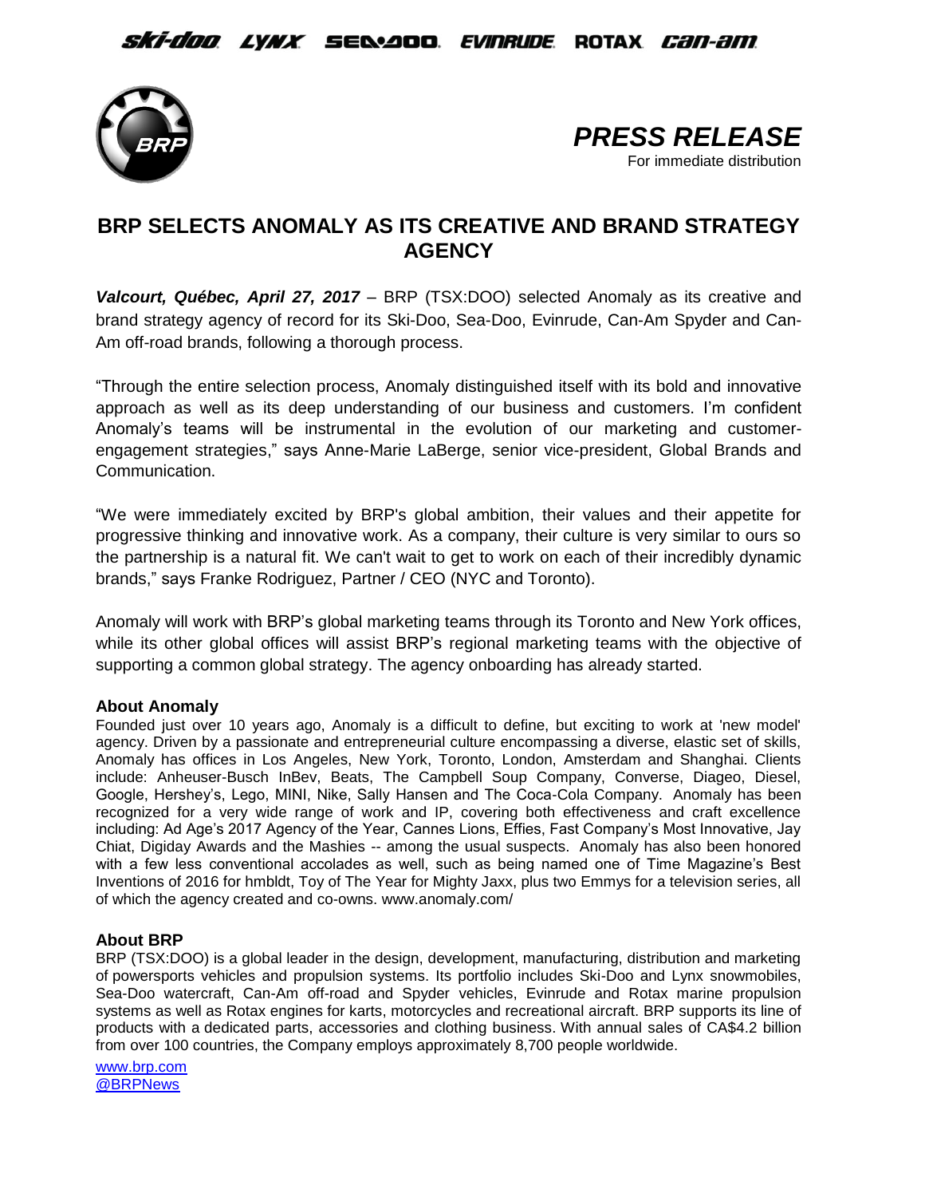**PRESS RELEASE**

For immediate distribution

# BRP SELECTS ANOMALY AS ITS CREATIVE AND BRAND STRATEGY AGENCY

***Valcourt, Québec, April 27, 2017*** – BRP (TSX:DOO) selected Anomaly as its creative and brand strategy agency of record for its Ski-Doo, Sea-Doo, Evinrude, Can-Am Spyder and Can-Am off-road brands, following a thorough process.

“Through the entire selection process, Anomaly distinguished itself with its bold and innovative approach as well as its deep understanding of our business and customers. I’m confident Anomaly’s teams will be instrumental in the evolution of our marketing and customer-engagement strategies,” says Anne-Marie LaBerge, senior vice-president, Global Brands and Communication.

“We were immediately excited by BRP's global ambition, their values and their appetite for progressive thinking and innovative work. As a company, their culture is very similar to ours so the partnership is a natural fit. We can't wait to get to work on each of their incredibly dynamic brands,” says Franke Rodriguez, Partner / CEO (NYC and Toronto).

Anomaly will work with BRP’s global marketing teams through its Toronto and New York offices, while its other global offices will assist BRP’s regional marketing teams with the objective of supporting a common global strategy. The agency onboarding has already started.

### About Anomaly

Founded just over 10 years ago, Anomaly is a difficult to define, but exciting to work at 'new model' agency. Driven by a passionate and entrepreneurial culture encompassing a diverse, elastic set of skills, Anomaly has offices in Los Angeles, New York, Toronto, London, Amsterdam and Shanghai. Clients include: Anheuser-Busch InBev, Beats, The Campbell Soup Company, Converse, Diageo, Diesel, Google, Hershey’s, Lego, MINI, Nike, Sally Hansen and The Coca-Cola Company. Anomaly has been recognized for a very wide range of work and IP, covering both effectiveness and craft excellence including: Ad Age’s 2017 Agency of the Year, Cannes Lions, Effies, Fast Company’s Most Innovative, Jay Chiat, Digiday Awards and the Mashies -- among the usual suspects. Anomaly has also been honored with a few less conventional accolades as well, such as being named one of Time Magazine’s Best Inventions of 2016 for hmbldt, Toy of The Year for Mighty Jaxx, plus two Emmys for a television series, all of which the agency created and co-owns. www.anomaly.com/

### About BRP

BRP (TSX:DOO) is a global leader in the design, development, manufacturing, distribution and marketing of powersports vehicles and propulsion systems. Its portfolio includes Ski-Doo and Lynx snowmobiles, Sea-Doo watercraft, Can-Am off-road and Spyder vehicles, Evinrude and Rotax marine propulsion systems as well as Rotax engines for karts, motorcycles and recreational aircraft. BRP supports its line of products with a dedicated parts, accessories and clothing business. With annual sales of CA$4.2 billion from over 100 countries, the Company employs approximately 8,700 people worldwide.

www.brp.com
@BRPNews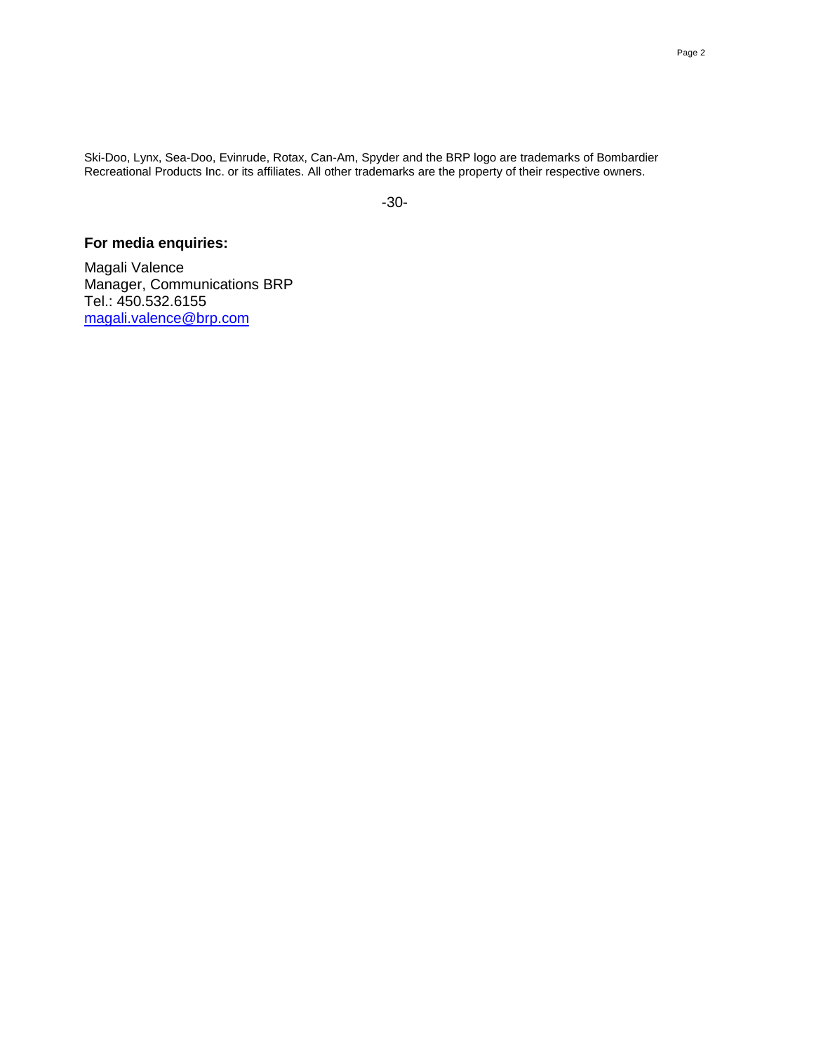Ski-Doo, Lynx, Sea-Doo, Evinrude, Rotax, Can-Am, Spyder and the BRP logo are trademarks of Bombardier Recreational Products Inc. or its affiliates. All other trademarks are the property of their respective owners.

-30-

**For media enquiries:**

Magali Valence
Manager, Communications BRP
Tel.: 450.532.6155
[magali.valence@brp.com](mailto:magali.valence@brp.com)